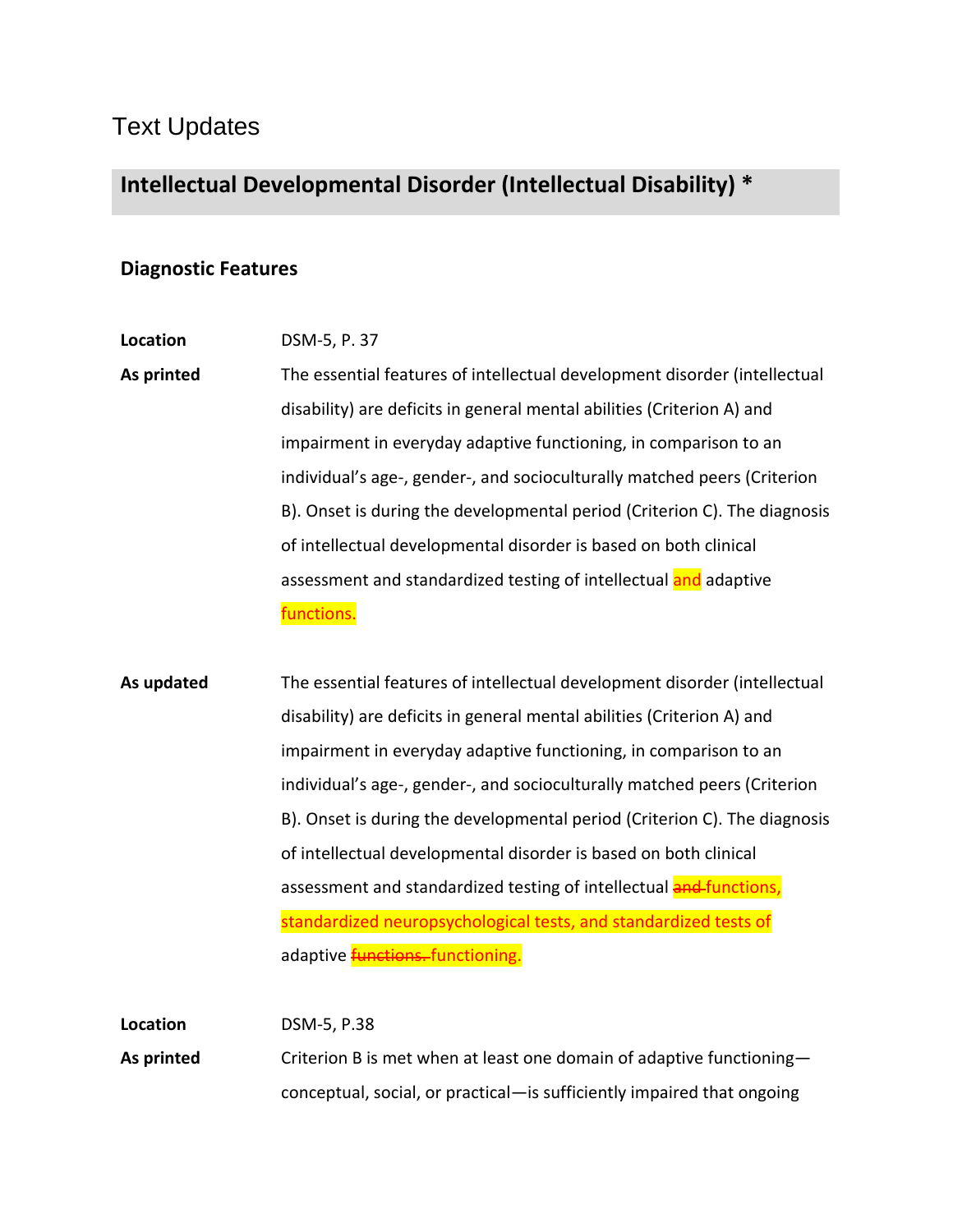# Text Updates

## Intellectual Developmental Disorder (Intellectual Disability) *

### Diagnostic Features

**Location** DSM-5, P. 37

**As printed** The essential features of intellectual development disorder (intellectual disability) are deficits in general mental abilities (Criterion A) and impairment in everyday adaptive functioning, in comparison to an individual's age-, gender-, and socioculturally matched peers (Criterion B). Onset is during the developmental period (Criterion C). The diagnosis of intellectual developmental disorder is based on both clinical assessment and standardized testing of intellectual and adaptive functions.

**As updated** The essential features of intellectual development disorder (intellectual disability) are deficits in general mental abilities (Criterion A) and impairment in everyday adaptive functioning, in comparison to an individual's age-, gender-, and socioculturally matched peers (Criterion B). Onset is during the developmental period (Criterion C). The diagnosis of intellectual developmental disorder is based on both clinical assessment and standardized testing of intellectual ~~and~~ functions, standardized neuropsychological tests, and standardized tests of adaptive ~~functions.~~ functioning.

**Location** DSM-5, P.38

**As printed** Criterion B is met when at least one domain of adaptive functioning—conceptual, social, or practical—is sufficiently impaired that ongoing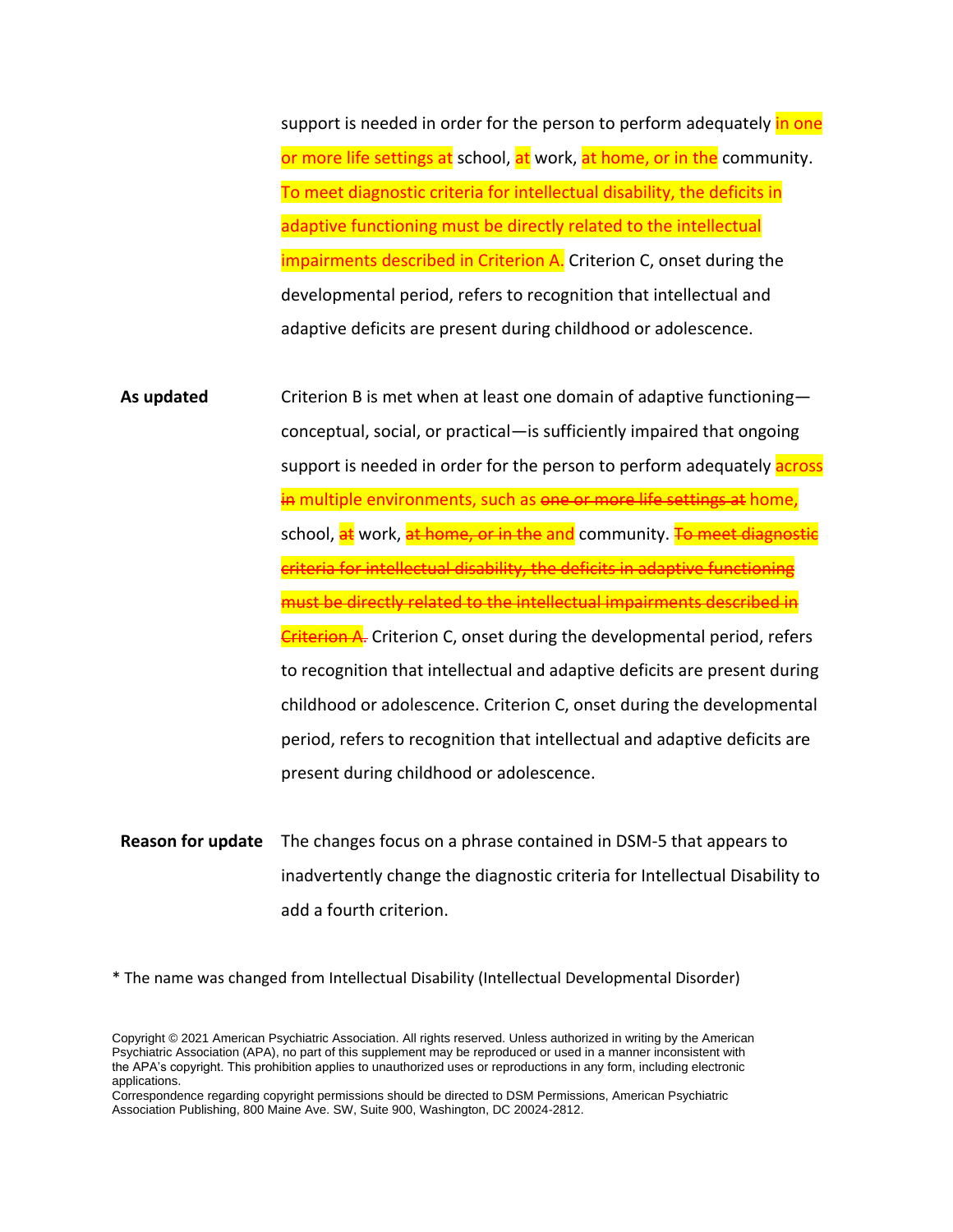support is needed in order for the person to perform adequately in one or more life settings at school, at work, at home, or in the community. To meet diagnostic criteria for intellectual disability, the deficits in adaptive functioning must be directly related to the intellectual impairments described in Criterion A. Criterion C, onset during the developmental period, refers to recognition that intellectual and adaptive deficits are present during childhood or adolescence.

**As updated**

Criterion B is met when at least one domain of adaptive functioning—conceptual, social, or practical—is sufficiently impaired that ongoing support is needed in order for the person to perform adequately across ~~in~~ multiple environments, such as ~~one or more life settings at~~ home, school, ~~at~~ work, ~~at home, or in the~~ and community. ~~To meet diagnostic criteria for intellectual disability, the deficits in adaptive functioning must be directly related to the intellectual impairments described in Criterion A.~~ Criterion C, onset during the developmental period, refers to recognition that intellectual and adaptive deficits are present during childhood or adolescence. Criterion C, onset during the developmental period, refers to recognition that intellectual and adaptive deficits are present during childhood or adolescence.

**Reason for update**

The changes focus on a phrase contained in DSM-5 that appears to inadvertently change the diagnostic criteria for Intellectual Disability to add a fourth criterion.

* The name was changed from Intellectual Disability (Intellectual Developmental Disorder)

Copyright © 2021 American Psychiatric Association. All rights reserved. Unless authorized in writing by the American Psychiatric Association (APA), no part of this supplement may be reproduced or used in a manner inconsistent with the APA's copyright. This prohibition applies to unauthorized uses or reproductions in any form, including electronic applications.
Correspondence regarding copyright permissions should be directed to DSM Permissions, American Psychiatric Association Publishing, 800 Maine Ave. SW, Suite 900, Washington, DC 20024-2812.